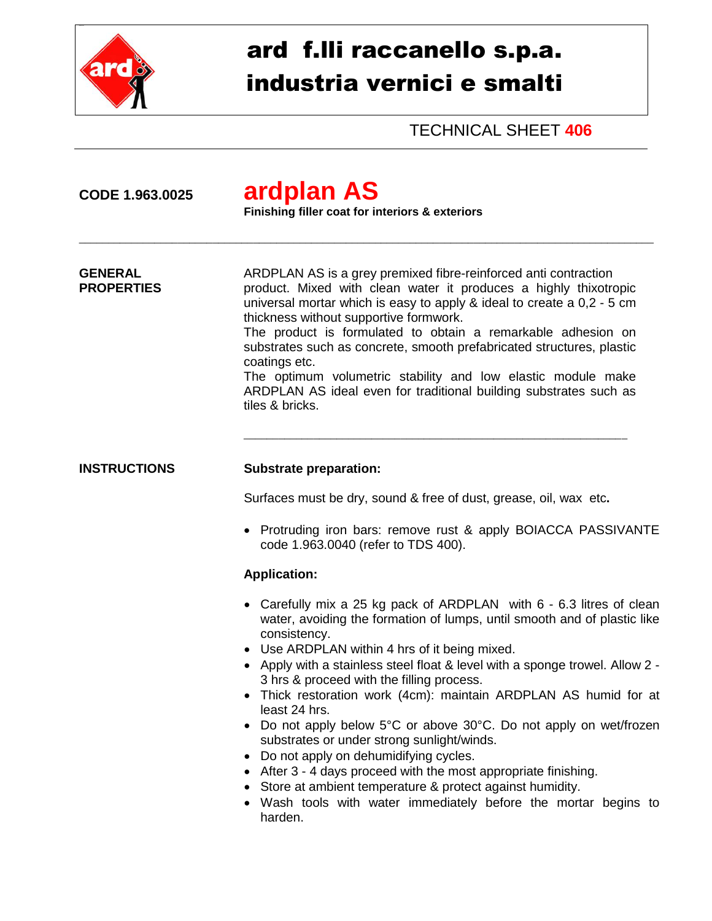# ard f.lli raccanello s.p.a.
# industria vernici e smalti

TECHNICAL SHEET **406**

---

**CODE 1.963.0025**

## ardplan AS

**Finishing filler coat for interiors & exteriors**

---

**GENERAL PROPERTIES**

ARDPLAN AS is a grey premixed fibre-reinforced anti contraction product. Mixed with clean water it produces a highly thixotropic universal mortar which is easy to apply & ideal to create a 0,2 - 5 cm thickness without supportive formwork.

The product is formulated to obtain a remarkable adhesion on substrates such as concrete, smooth prefabricated structures, plastic coatings etc.

The optimum volumetric stability and low elastic module make ARDPLAN AS ideal even for traditional building substrates such as tiles & bricks.

---

**INSTRUCTIONS**

**Substrate preparation:**

Surfaces must be dry, sound & free of dust, grease, oil, wax etc**.**

- Protruding iron bars: remove rust & apply BOIACCA PASSIVANTE code 1.963.0040 (refer to TDS 400).

**Application:**

- Carefully mix a 25 kg pack of ARDPLAN with 6 - 6.3 litres of clean water, avoiding the formation of lumps, until smooth and of plastic like consistency.
- Use ARDPLAN within 4 hrs of it being mixed.
- Apply with a stainless steel float & level with a sponge trowel. Allow 2 - 3 hrs & proceed with the filling process.
- Thick restoration work (4cm): maintain ARDPLAN AS humid for at least 24 hrs.
- Do not apply below 5°C or above 30°C. Do not apply on wet/frozen substrates or under strong sunlight/winds.
- Do not apply on dehumidifying cycles.
- After 3 - 4 days proceed with the most appropriate finishing.
- Store at ambient temperature & protect against humidity.
- Wash tools with water immediately before the mortar begins to harden.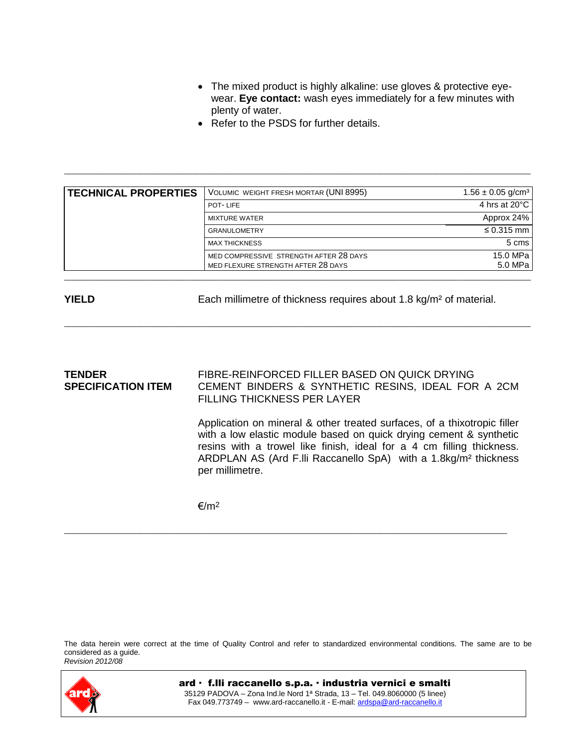- The mixed product is highly alkaline: use gloves & protective eye-wear. **Eye contact:** wash eyes immediately for a few minutes with plenty of water.
- Refer to the PSDS for further details.

| **TECHNICAL PROPERTIES** | | |
|---|---|---|
| | VOLUMIC WEIGHT FRESH MORTAR (UNI 8995) | 1.56 ± 0.05 g/cm³ |
| | POT- LIFE | 4 hrs at 20°C |
| | MIXTURE WATER | Approx 24% |
| | GRANULOMETRY | ≤ 0.315 mm |
| | MAX THICKNESS | 5 cms |
| | MED COMPRESSIVE STRENGTH AFTER 28 DAYS | 15.0 MPa |
| | MED FLEXURE STRENGTH AFTER 28 DAYS | 5.0 MPa |

**YIELD**

Each millimetre of thickness requires about 1.8 kg/m² of material.

**TENDER SPECIFICATION ITEM**

FIBRE-REINFORCED FILLER BASED ON QUICK DRYING CEMENT BINDERS & SYNTHETIC RESINS, IDEAL FOR A 2CM FILLING THICKNESS PER LAYER

Application on mineral & other treated surfaces, of a thixotropic filler with a low elastic module based on quick drying cement & synthetic resins with a trowel like finish, ideal for a 4 cm filling thickness. ARDPLAN AS (Ard F.lli Raccanello SpA) with a 1.8kg/m² thickness per millimetre.

€/m²

The data herein were correct at the time of Quality Control and refer to standardized environmental conditions. The same are to be considered as a guide.
*Revision 2012/08*

**ard · f.lli raccanello s.p.a. · industria vernici e smalti**
35129 PADOVA – Zona Ind.le Nord 1ª Strada, 13 – Tel. 049.8060000 (5 linee)
Fax 049.773749 – www.ard-raccanello.it - E-mail: ardspa@ard-raccanello.it